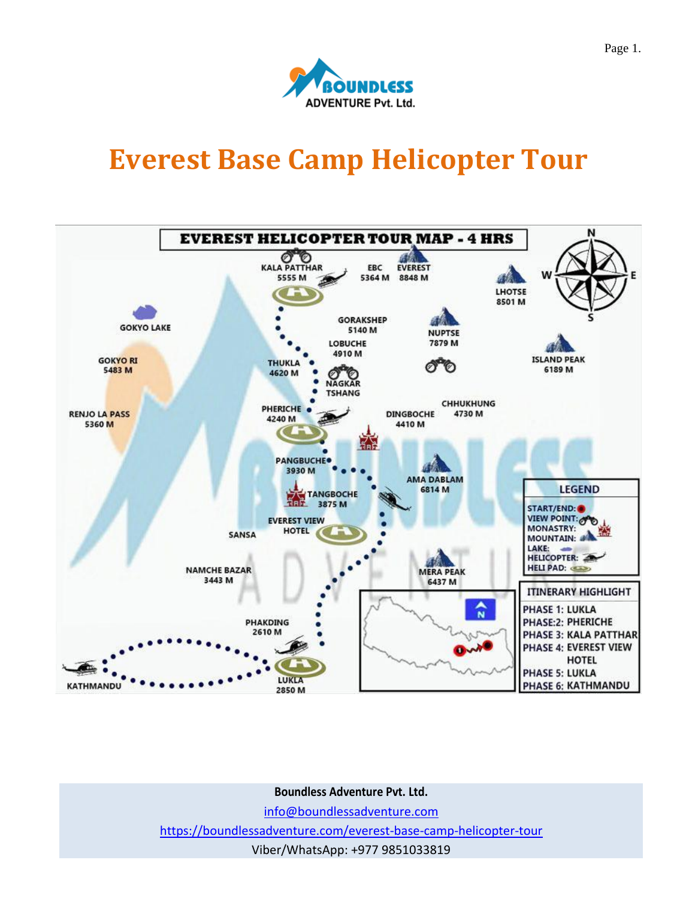# Everest Base Camp Helicopter Tour

EVEREST HELICOPTER TOUR MAP - 4 HRS

KALA PATTHAR 5555 M
EBC 5364 M
EVEREST 8848 M
LHOTSE 8501 M
GOKYO LAKE
GORAKSHEP 5140 M
NUPTSE 7879 M
LOBUCHE 4910 M
GOKYO RI 5483 M
THUKLA 4620 M
ISLAND PEAK 6189 M
NAGKAR TSHANG
CHHUKHUNG 4730 M
RENJO LA PASS 5360 M
PHERICHE 4240 M
DINGBOCHE 4410 M
PANGBUCHE 3930 M
AMA DABLAM 6814 M
TANGBOCHE 3875 M
EVEREST VIEW HOTEL
SANSA
NAMCHE BAZAR 3443 M
MERA PEAK 6437 M
PHAKDING 2610 M
KATHMANDU
LUKLA 2850 M

**LEGEND**
- START/END:
- VIEW POINT:
- MONASTRY:
- MOUNTAIN:
- LAKE:
- HELICOPTER:
- HELI PAD:

**ITINERARY HIGHLIGHT**
- PHASE 1: LUKLA
- PHASE 2: PHERICHE
- PHASE 3: KALA PATTHAR
- PHASE 4: EVEREST VIEW HOTEL
- PHASE 5: LUKLA
- PHASE 6: KATHMANDU

**Boundless Adventure Pvt. Ltd.**
info@boundlessadventure.com
https://boundlessadventure.com/everest-base-camp-helicopter-tour
Viber/WhatsApp: +977 9851033819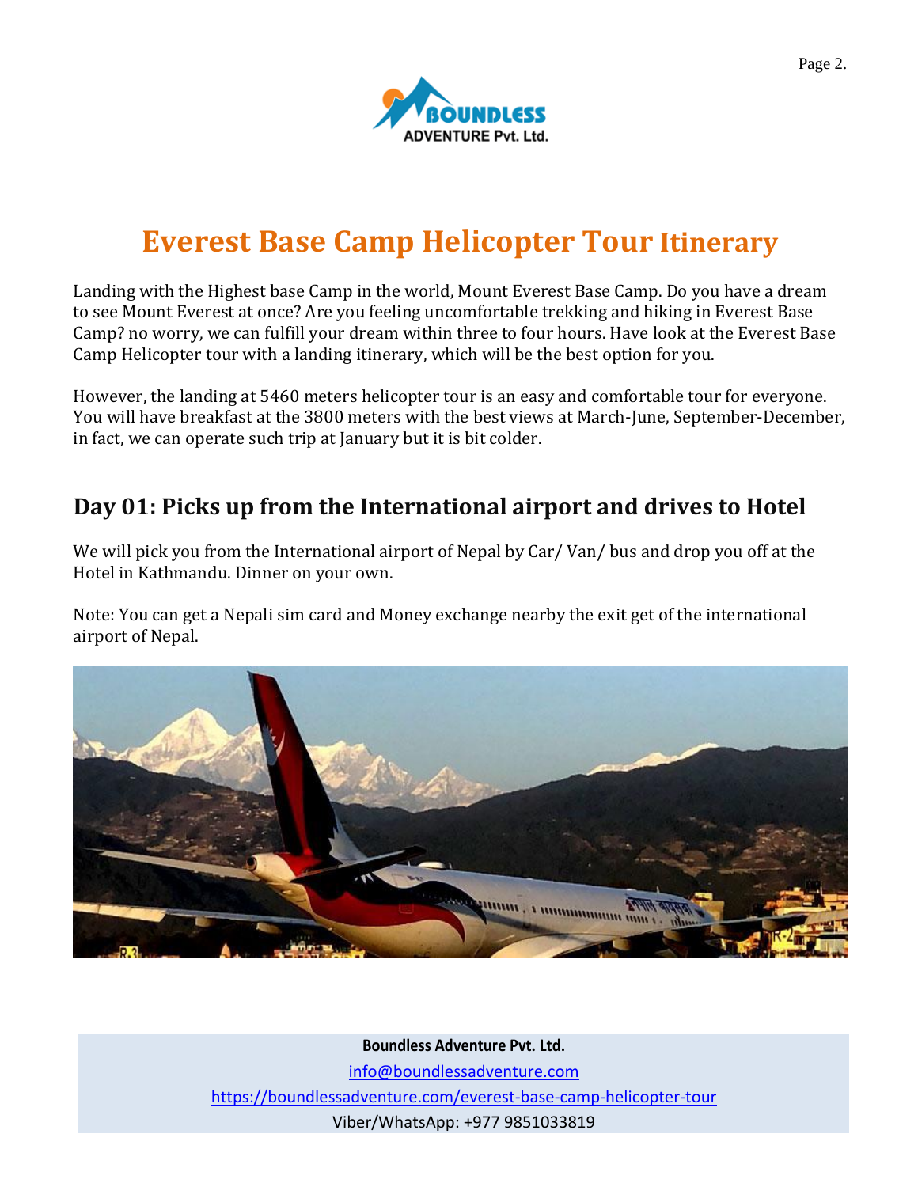# Everest Base Camp Helicopter Tour Itinerary

Landing with the Highest base Camp in the world, Mount Everest Base Camp. Do you have a dream to see Mount Everest at once? Are you feeling uncomfortable trekking and hiking in Everest Base Camp? no worry, we can fulfill your dream within three to four hours. Have look at the Everest Base Camp Helicopter tour with a landing itinerary, which will be the best option for you.

However, the landing at 5460 meters helicopter tour is an easy and comfortable tour for everyone. You will have breakfast at the 3800 meters with the best views at March-June, September-December, in fact, we can operate such trip at January but it is bit colder.

## Day 01: Picks up from the International airport and drives to Hotel

We will pick you from the International airport of Nepal by Car/ Van/ bus and drop you off at the Hotel in Kathmandu. Dinner on your own.

Note: You can get a Nepali sim card and Money exchange nearby the exit get of the international airport of Nepal.

**Boundless Adventure Pvt. Ltd.**

info@boundlessadventure.com

https://boundlessadventure.com/everest-base-camp-helicopter-tour

Viber/WhatsApp: +977 9851033819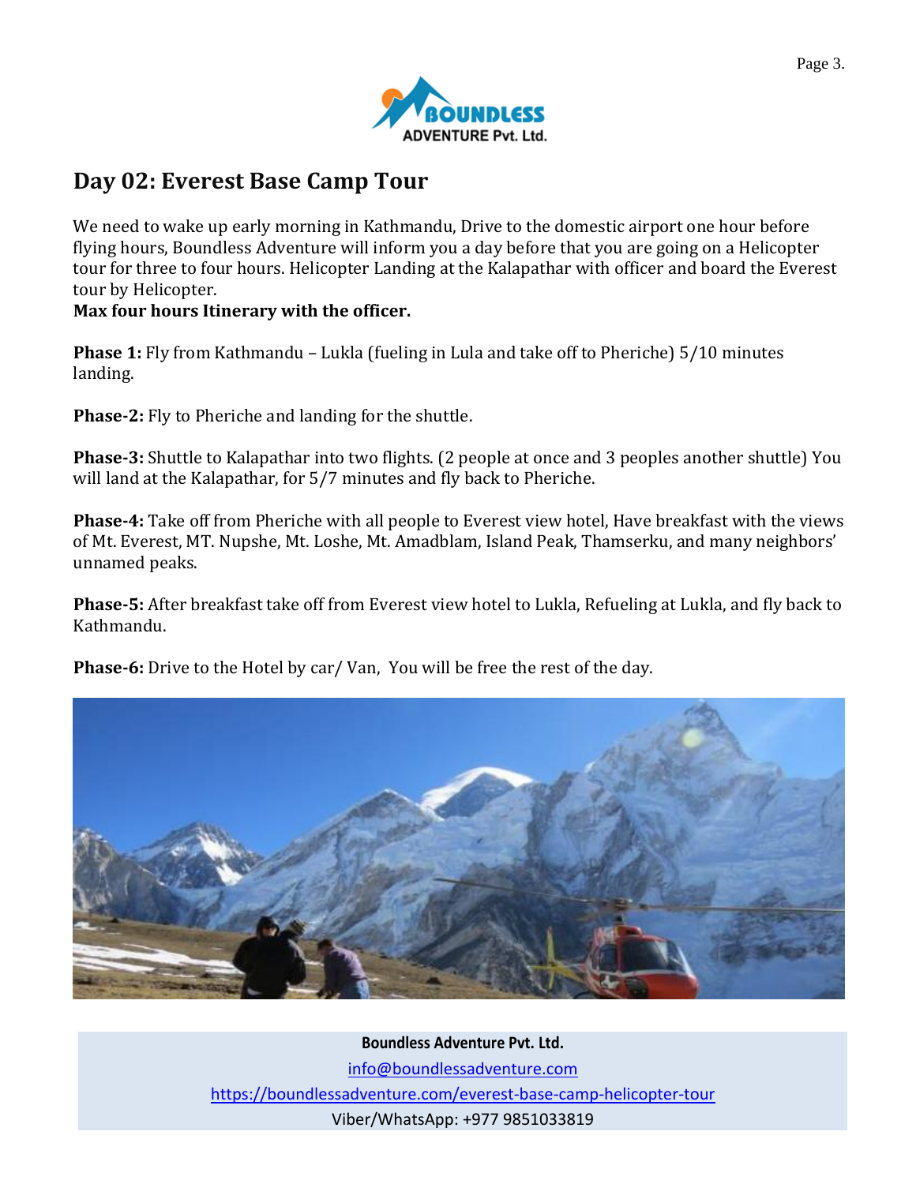## Day 02: Everest Base Camp Tour

We need to wake up early morning in Kathmandu, Drive to the domestic airport one hour before flying hours, Boundless Adventure will inform you a day before that you are going on a Helicopter tour for three to four hours. Helicopter Landing at the Kalapathar with officer and board the Everest tour by Helicopter.
**Max four hours Itinerary with the officer.**

**Phase 1:** Fly from Kathmandu – Lukla (fueling in Lula and take off to Pheriche) 5/10 minutes landing.

**Phase-2:** Fly to Pheriche and landing for the shuttle.

**Phase-3:** Shuttle to Kalapathar into two flights. (2 people at once and 3 peoples another shuttle) You will land at the Kalapathar, for 5/7 minutes and fly back to Pheriche.

**Phase-4:** Take off from Pheriche with all people to Everest view hotel, Have breakfast with the views of Mt. Everest, MT. Nupshe, Mt. Loshe, Mt. Amadblam, Island Peak, Thamserku, and many neighbors' unnamed peaks.

**Phase-5:** After breakfast take off from Everest view hotel to Lukla, Refueling at Lukla, and fly back to Kathmandu.

**Phase-6:** Drive to the Hotel by car/ Van, You will be free the rest of the day.

**Boundless Adventure Pvt. Ltd.**
info@boundlessadventure.com
https://boundlessadventure.com/everest-base-camp-helicopter-tour
Viber/WhatsApp: +977 9851033819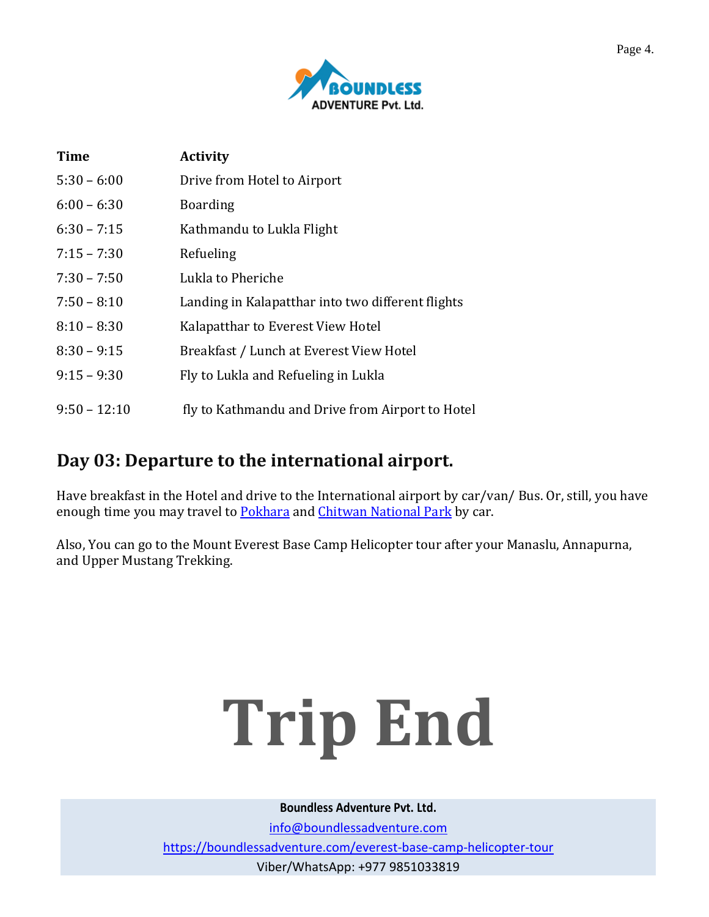| Time | Activity |
|---|---|
| 5:30 – 6:00 | Drive from Hotel to Airport |
| 6:00 – 6:30 | Boarding |
| 6:30 – 7:15 | Kathmandu to Lukla Flight |
| 7:15 – 7:30 | Refueling |
| 7:30 – 7:50 | Lukla to Pheriche |
| 7:50 – 8:10 | Landing in Kalapatthar into two different flights |
| 8:10 – 8:30 | Kalapatthar to Everest View Hotel |
| 8:30 – 9:15 | Breakfast / Lunch at Everest View Hotel |
| 9:15 – 9:30 | Fly to Lukla and Refueling in Lukla |
| 9:50 – 12:10 | fly to Kathmandu and Drive from Airport to Hotel |

## Day 03: Departure to the international airport.

Have breakfast in the Hotel and drive to the International airport by car/van/ Bus. Or, still, you have enough time you may travel to [Pokhara]() and [Chitwan National Park]() by car.

Also, You can go to the Mount Everest Base Camp Helicopter tour after your Manaslu, Annapurna, and Upper Mustang Trekking.

# Trip End

**Boundless Adventure Pvt. Ltd.**

info@boundlessadventure.com

https://boundlessadventure.com/everest-base-camp-helicopter-tour

Viber/WhatsApp: +977 9851033819